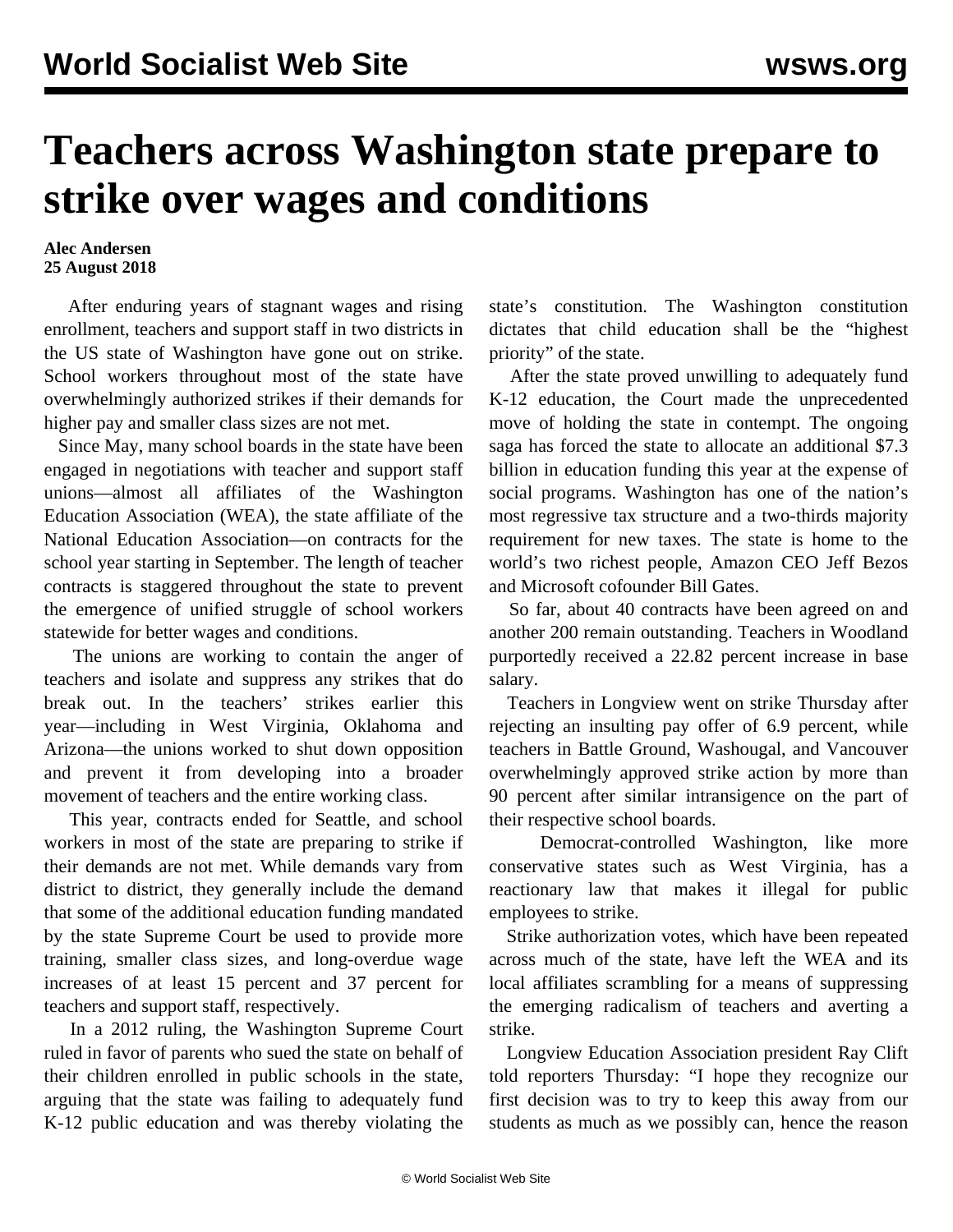# Teachers across Washington state prepare to strike over wages and conditions

**Alec Andersen**
**25 August 2018**

After enduring years of stagnant wages and rising enrollment, teachers and support staff in two districts in the US state of Washington have gone out on strike. School workers throughout most of the state have overwhelmingly authorized strikes if their demands for higher pay and smaller class sizes are not met.

Since May, many school boards in the state have been engaged in negotiations with teacher and support staff unions—almost all affiliates of the Washington Education Association (WEA), the state affiliate of the National Education Association—on contracts for the school year starting in September. The length of teacher contracts is staggered throughout the state to prevent the emergence of unified struggle of school workers statewide for better wages and conditions.

The unions are working to contain the anger of teachers and isolate and suppress any strikes that do break out. In the teachers' strikes earlier this year—including in West Virginia, Oklahoma and Arizona—the unions worked to shut down opposition and prevent it from developing into a broader movement of teachers and the entire working class.

This year, contracts ended for Seattle, and school workers in most of the state are preparing to strike if their demands are not met. While demands vary from district to district, they generally include the demand that some of the additional education funding mandated by the state Supreme Court be used to provide more training, smaller class sizes, and long-overdue wage increases of at least 15 percent and 37 percent for teachers and support staff, respectively.

In a 2012 ruling, the Washington Supreme Court ruled in favor of parents who sued the state on behalf of their children enrolled in public schools in the state, arguing that the state was failing to adequately fund K-12 public education and was thereby violating the state's constitution. The Washington constitution dictates that child education shall be the "highest priority" of the state.

After the state proved unwilling to adequately fund K-12 education, the Court made the unprecedented move of holding the state in contempt. The ongoing saga has forced the state to allocate an additional $7.3 billion in education funding this year at the expense of social programs. Washington has one of the nation's most regressive tax structure and a two-thirds majority requirement for new taxes. The state is home to the world's two richest people, Amazon CEO Jeff Bezos and Microsoft cofounder Bill Gates.

So far, about 40 contracts have been agreed on and another 200 remain outstanding. Teachers in Woodland purportedly received a 22.82 percent increase in base salary.

Teachers in Longview went on strike Thursday after rejecting an insulting pay offer of 6.9 percent, while teachers in Battle Ground, Washougal, and Vancouver overwhelmingly approved strike action by more than 90 percent after similar intransigence on the part of their respective school boards.

Democrat-controlled Washington, like more conservative states such as West Virginia, has a reactionary law that makes it illegal for public employees to strike.

Strike authorization votes, which have been repeated across much of the state, have left the WEA and its local affiliates scrambling for a means of suppressing the emerging radicalism of teachers and averting a strike.

Longview Education Association president Ray Clift told reporters Thursday: "I hope they recognize our first decision was to try to keep this away from our students as much as we possibly can, hence the reason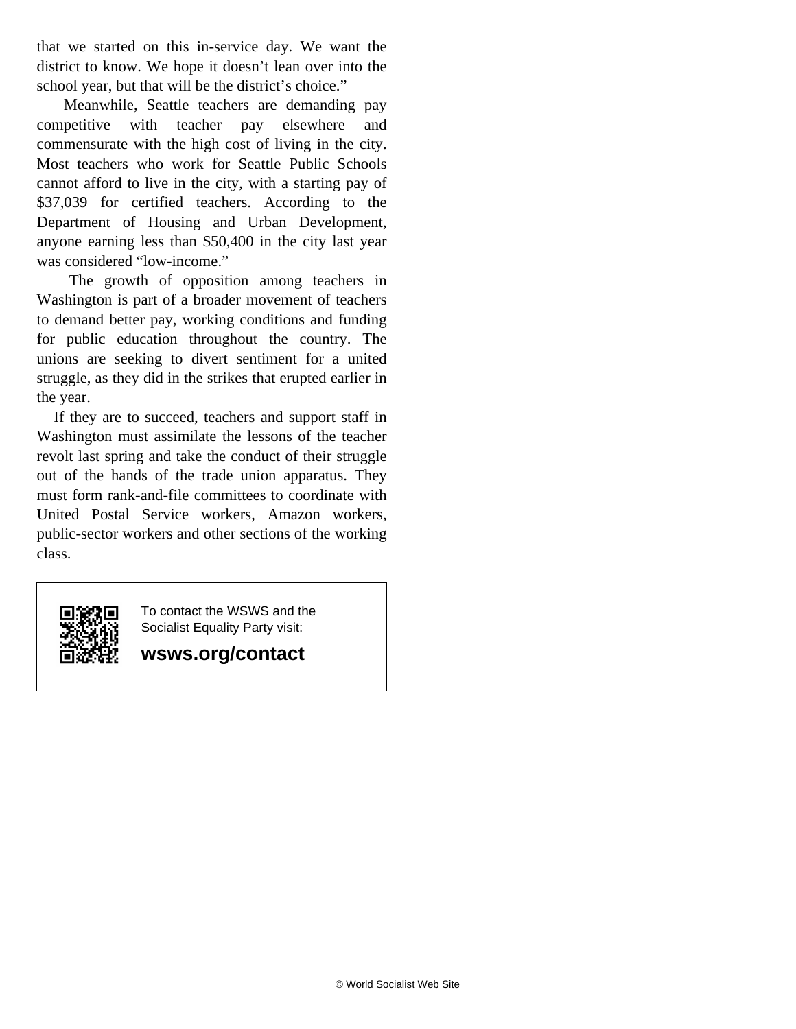that we started on this in-service day. We want the district to know. We hope it doesn't lean over into the school year, but that will be the district's choice."

Meanwhile, Seattle teachers are demanding pay competitive with teacher pay elsewhere and commensurate with the high cost of living in the city. Most teachers who work for Seattle Public Schools cannot afford to live in the city, with a starting pay of $37,039 for certified teachers. According to the Department of Housing and Urban Development, anyone earning less than $50,400 in the city last year was considered "low-income."

The growth of opposition among teachers in Washington is part of a broader movement of teachers to demand better pay, working conditions and funding for public education throughout the country. The unions are seeking to divert sentiment for a united struggle, as they did in the strikes that erupted earlier in the year.

If they are to succeed, teachers and support staff in Washington must assimilate the lessons of the teacher revolt last spring and take the conduct of their struggle out of the hands of the trade union apparatus. They must form rank-and-file committees to coordinate with United Postal Service workers, Amazon workers, public-sector workers and other sections of the working class.

To contact the WSWS and the Socialist Equality Party visit:

**wsws.org/contact**